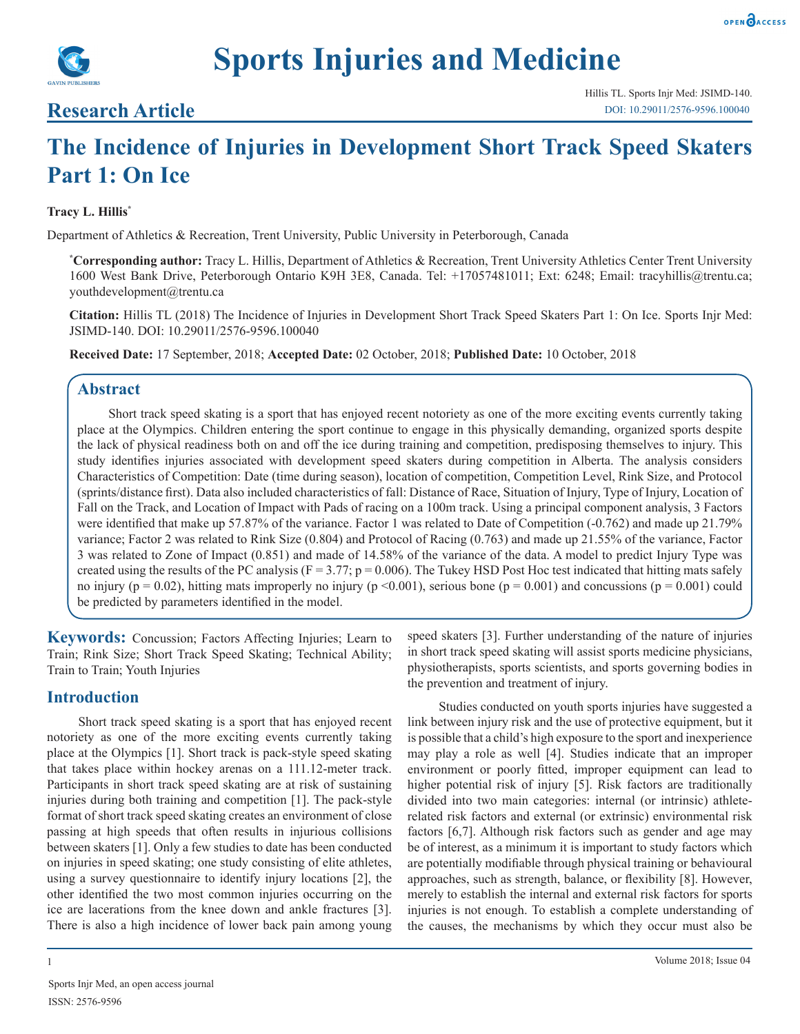# Sports Injuries and Medicine

## Research Article

Hillis TL. Sports Injr Med: JSIMD-140.
DOI: 10.29011/2576-9596.100040

# The Incidence of Injuries in Development Short Track Speed Skaters Part 1: On Ice

**Tracy L. Hillis***

Department of Athletics & Recreation, Trent University, Public University in Peterborough, Canada

***Corresponding author:** Tracy L. Hillis, Department of Athletics & Recreation, Trent University Athletics Center Trent University 1600 West Bank Drive, Peterborough Ontario K9H 3E8, Canada. Tel: +17057481011; Ext: 6248; Email: tracyhillis@trentu.ca; youthdevelopment@trentu.ca

**Citation:** Hillis TL (2018) The Incidence of Injuries in Development Short Track Speed Skaters Part 1: On Ice. Sports Injr Med: JSIMD-140. DOI: 10.29011/2576-9596.100040

**Received Date:** 17 September, 2018; **Accepted Date:** 02 October, 2018; **Published Date:** 10 October, 2018

## Abstract

Short track speed skating is a sport that has enjoyed recent notoriety as one of the more exciting events currently taking place at the Olympics. Children entering the sport continue to engage in this physically demanding, organized sports despite the lack of physical readiness both on and off the ice during training and competition, predisposing themselves to injury. This study identifies injuries associated with development speed skaters during competition in Alberta. The analysis considers Characteristics of Competition: Date (time during season), location of competition, Competition Level, Rink Size, and Protocol (sprints/distance first). Data also included characteristics of fall: Distance of Race, Situation of Injury, Type of Injury, Location of Fall on the Track, and Location of Impact with Pads of racing on a 100m track. Using a principal component analysis, 3 Factors were identified that make up 57.87% of the variance. Factor 1 was related to Date of Competition (-0.762) and made up 21.79% variance; Factor 2 was related to Rink Size (0.804) and Protocol of Racing (0.763) and made up 21.55% of the variance, Factor 3 was related to Zone of Impact (0.851) and made of 14.58% of the variance of the data. A model to predict Injury Type was created using the results of the PC analysis ($F = 3.77$; $p = 0.006$). The Tukey HSD Post Hoc test indicated that hitting mats safely no injury ($p = 0.02$), hitting mats improperly no injury ($p < 0.001$), serious bone ($p = 0.001$) and concussions ($p = 0.001$) could be predicted by parameters identified in the model.

**Keywords:** Concussion; Factors Affecting Injuries; Learn to Train; Rink Size; Short Track Speed Skating; Technical Ability; Train to Train; Youth Injuries

## Introduction

Short track speed skating is a sport that has enjoyed recent notoriety as one of the more exciting events currently taking place at the Olympics [1]. Short track is pack-style speed skating that takes place within hockey arenas on a 111.12-meter track. Participants in short track speed skating are at risk of sustaining injuries during both training and competition [1]. The pack-style format of short track speed skating creates an environment of close passing at high speeds that often results in injurious collisions between skaters [1]. Only a few studies to date has been conducted on injuries in speed skating; one study consisting of elite athletes, using a survey questionnaire to identify injury locations [2], the other identified the two most common injuries occurring on the ice are lacerations from the knee down and ankle fractures [3]. There is also a high incidence of lower back pain among young speed skaters [3]. Further understanding of the nature of injuries in short track speed skating will assist sports medicine physicians, physiotherapists, sports scientists, and sports governing bodies in the prevention and treatment of injury.

Studies conducted on youth sports injuries have suggested a link between injury risk and the use of protective equipment, but it is possible that a child's high exposure to the sport and inexperience may play a role as well [4]. Studies indicate that an improper environment or poorly fitted, improper equipment can lead to higher potential risk of injury [5]. Risk factors are traditionally divided into two main categories: internal (or intrinsic) athlete-related risk factors and external (or extrinsic) environmental risk factors [6,7]. Although risk factors such as gender and age may be of interest, as a minimum it is important to study factors which are potentially modifiable through physical training or behavioural approaches, such as strength, balance, or flexibility [8]. However, merely to establish the internal and external risk factors for sports injuries is not enough. To establish a complete understanding of the causes, the mechanisms by which they occur must also be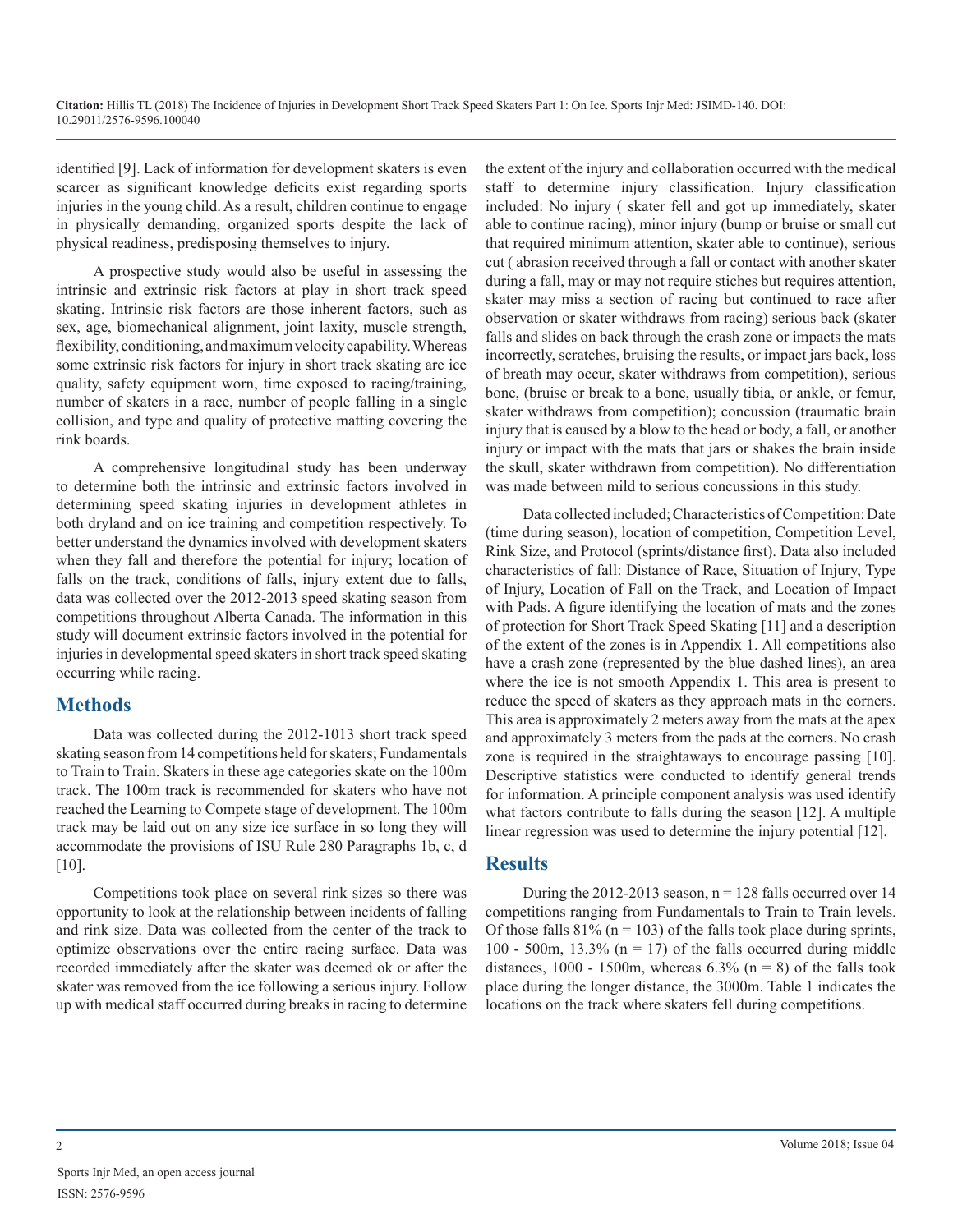identified [9]. Lack of information for development skaters is even scarcer as significant knowledge deficits exist regarding sports injuries in the young child. As a result, children continue to engage in physically demanding, organized sports despite the lack of physical readiness, predisposing themselves to injury.

A prospective study would also be useful in assessing the intrinsic and extrinsic risk factors at play in short track speed skating. Intrinsic risk factors are those inherent factors, such as sex, age, biomechanical alignment, joint laxity, muscle strength, flexibility, conditioning, and maximum velocity capability. Whereas some extrinsic risk factors for injury in short track skating are ice quality, safety equipment worn, time exposed to racing/training, number of skaters in a race, number of people falling in a single collision, and type and quality of protective matting covering the rink boards.

A comprehensive longitudinal study has been underway to determine both the intrinsic and extrinsic factors involved in determining speed skating injuries in development athletes in both dryland and on ice training and competition respectively. To better understand the dynamics involved with development skaters when they fall and therefore the potential for injury; location of falls on the track, conditions of falls, injury extent due to falls, data was collected over the 2012-2013 speed skating season from competitions throughout Alberta Canada. The information in this study will document extrinsic factors involved in the potential for injuries in developmental speed skaters in short track speed skating occurring while racing.

## Methods

Data was collected during the 2012-1013 short track speed skating season from 14 competitions held for skaters; Fundamentals to Train to Train. Skaters in these age categories skate on the 100m track. The 100m track is recommended for skaters who have not reached the Learning to Compete stage of development. The 100m track may be laid out on any size ice surface in so long they will accommodate the provisions of ISU Rule 280 Paragraphs 1b, c, d [10].

Competitions took place on several rink sizes so there was opportunity to look at the relationship between incidents of falling and rink size. Data was collected from the center of the track to optimize observations over the entire racing surface. Data was recorded immediately after the skater was deemed ok or after the skater was removed from the ice following a serious injury. Follow up with medical staff occurred during breaks in racing to determine the extent of the injury and collaboration occurred with the medical staff to determine injury classification. Injury classification included: No injury ( skater fell and got up immediately, skater able to continue racing), minor injury (bump or bruise or small cut that required minimum attention, skater able to continue), serious cut ( abrasion received through a fall or contact with another skater during a fall, may or may not require stiches but requires attention, skater may miss a section of racing but continued to race after observation or skater withdraws from racing) serious back (skater falls and slides on back through the crash zone or impacts the mats incorrectly, scratches, bruising the results, or impact jars back, loss of breath may occur, skater withdraws from competition), serious bone, (bruise or break to a bone, usually tibia, or ankle, or femur, skater withdraws from competition); concussion (traumatic brain injury that is caused by a blow to the head or body, a fall, or another injury or impact with the mats that jars or shakes the brain inside the skull, skater withdrawn from competition). No differentiation was made between mild to serious concussions in this study.

Data collected included; Characteristics of Competition: Date (time during season), location of competition, Competition Level, Rink Size, and Protocol (sprints/distance first). Data also included characteristics of fall: Distance of Race, Situation of Injury, Type of Injury, Location of Fall on the Track, and Location of Impact with Pads. A figure identifying the location of mats and the zones of protection for Short Track Speed Skating [11] and a description of the extent of the zones is in Appendix 1. All competitions also have a crash zone (represented by the blue dashed lines), an area where the ice is not smooth Appendix 1. This area is present to reduce the speed of skaters as they approach mats in the corners. This area is approximately 2 meters away from the mats at the apex and approximately 3 meters from the pads at the corners. No crash zone is required in the straightaways to encourage passing [10]. Descriptive statistics were conducted to identify general trends for information. A principle component analysis was used identify what factors contribute to falls during the season [12]. A multiple linear regression was used to determine the injury potential [12].

## Results

During the 2012-2013 season, n = 128 falls occurred over 14 competitions ranging from Fundamentals to Train to Train levels. Of those falls 81% (n = 103) of the falls took place during sprints, 100 - 500m, 13.3% (n = 17) of the falls occurred during middle distances, 1000 - 1500m, whereas 6.3% (n = 8) of the falls took place during the longer distance, the 3000m. Table 1 indicates the locations on the track where skaters fell during competitions.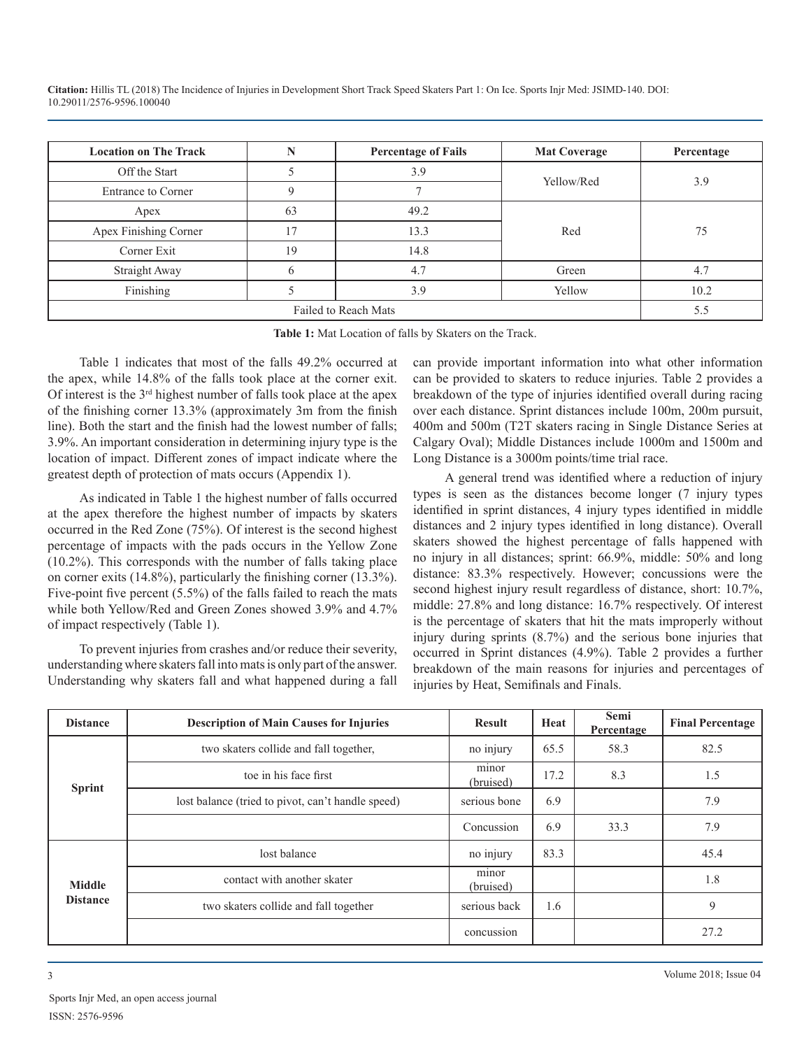| Location on The Track | N | Percentage of Fails | Mat Coverage | Percentage |
|---|---|---|---|---|
| Off the Start | 5 | 3.9 | Yellow/Red | 3.9 |
| Entrance to Corner | 9 | 7 | | |
| Apex | 63 | 49.2 | Red | 75 |
| Apex Finishing Corner | 17 | 13.3 | | |
| Corner Exit | 19 | 14.8 | | |
| Straight Away | 6 | 4.7 | Green | 4.7 |
| Finishing | 5 | 3.9 | Yellow | 10.2 |
| Failed to Reach Mats | | | | 5.5 |

**Table 1:** Mat Location of falls by Skaters on the Track.

Table 1 indicates that most of the falls 49.2% occurred at the apex, while 14.8% of the falls took place at the corner exit. Of interest is the 3rd highest number of falls took place at the apex of the finishing corner 13.3% (approximately 3m from the finish line). Both the start and the finish had the lowest number of falls; 3.9%. An important consideration in determining injury type is the location of impact. Different zones of impact indicate where the greatest depth of protection of mats occurs (Appendix 1).

As indicated in Table 1 the highest number of falls occurred at the apex therefore the highest number of impacts by skaters occurred in the Red Zone (75%). Of interest is the second highest percentage of impacts with the pads occurs in the Yellow Zone (10.2%). This corresponds with the number of falls taking place on corner exits (14.8%), particularly the finishing corner (13.3%). Five-point five percent (5.5%) of the falls failed to reach the mats while both Yellow/Red and Green Zones showed 3.9% and 4.7% of impact respectively (Table 1).

To prevent injuries from crashes and/or reduce their severity, understanding where skaters fall into mats is only part of the answer. Understanding why skaters fall and what happened during a fall can provide important information into what other information can be provided to skaters to reduce injuries. Table 2 provides a breakdown of the type of injuries identified overall during racing over each distance. Sprint distances include 100m, 200m pursuit, 400m and 500m (T2T skaters racing in Single Distance Series at Calgary Oval); Middle Distances include 1000m and 1500m and Long Distance is a 3000m points/time trial race.

A general trend was identified where a reduction of injury types is seen as the distances become longer (7 injury types identified in sprint distances, 4 injury types identified in middle distances and 2 injury types identified in long distance). Overall skaters showed the highest percentage of falls happened with no injury in all distances; sprint: 66.9%, middle: 50% and long distance: 83.3% respectively. However; concussions were the second highest injury result regardless of distance, short: 10.7%, middle: 27.8% and long distance: 16.7% respectively. Of interest is the percentage of skaters that hit the mats improperly without injury during sprints (8.7%) and the serious bone injuries that occurred in Sprint distances (4.9%). Table 2 provides a further breakdown of the main reasons for injuries and percentages of injuries by Heat, Semifinals and Finals.

| Distance | Description of Main Causes for Injuries | Result | Heat | Semi Percentage | Final Percentage |
|---|---|---|---|---|---|
| **Sprint** | two skaters collide and fall together, | no injury | 65.5 | 58.3 | 82.5 |
| | toe in his face first | minor (bruised) | 17.2 | 8.3 | 1.5 |
| | lost balance (tried to pivot, can't handle speed) | serious bone | 6.9 | | 7.9 |
| | | Concussion | 6.9 | 33.3 | 7.9 |
| **Middle Distance** | lost balance | no injury | 83.3 | | 45.4 |
| | contact with another skater | minor (bruised) | | | 1.8 |
| | two skaters collide and fall together | serious back | 1.6 | | 9 |
| | | concussion | | | 27.2 |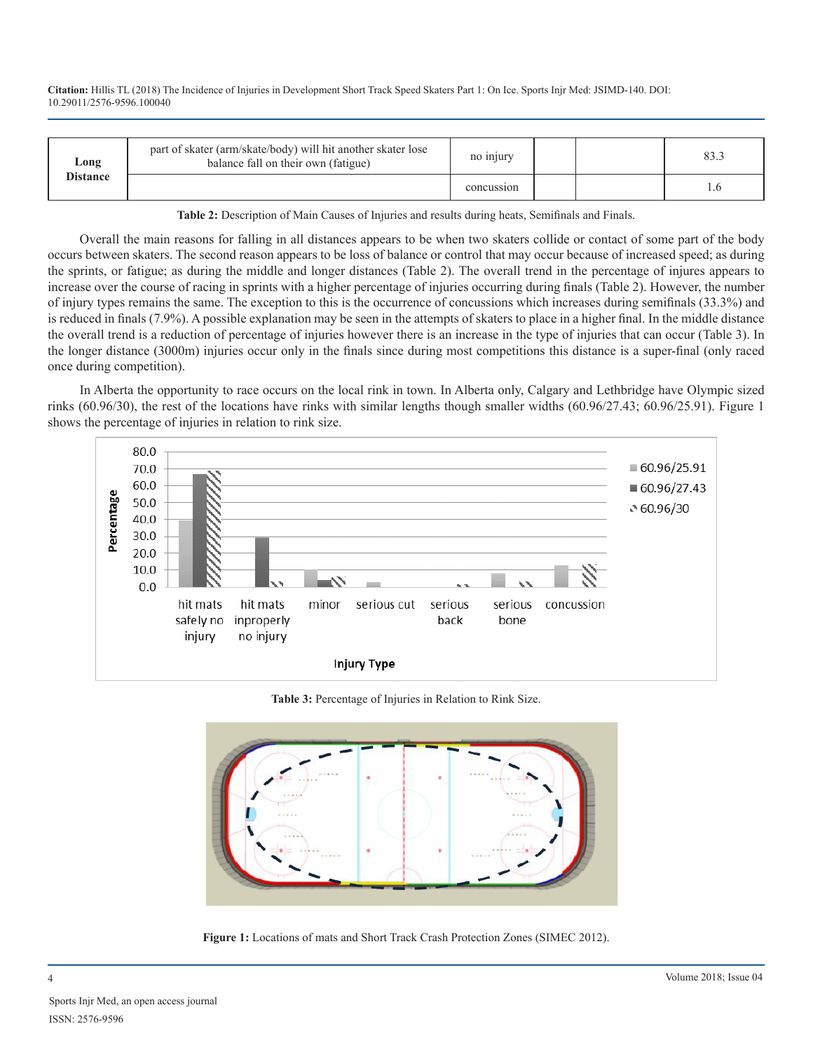| | | | | | |
|---|---|---|---|---|---|
| **Long Distance** | part of skater (arm/skate/body) will hit another skater lose balance fall on their own (fatigue) | no injury | | | 83.3 |
| | | concussion | | | 1.6 |

**Table 2:** Description of Main Causes of Injuries and results during heats, Semifinals and Finals.

Overall the main reasons for falling in all distances appears to be when two skaters collide or contact of some part of the body occurs between skaters. The second reason appears to be loss of balance or control that may occur because of increased speed; as during the sprints, or fatigue; as during the middle and longer distances (Table 2). The overall trend in the percentage of injures appears to increase over the course of racing in sprints with a higher percentage of injuries occurring during finals (Table 2). However, the number of injury types remains the same. The exception to this is the occurrence of concussions which increases during semifinals (33.3%) and is reduced in finals (7.9%). A possible explanation may be seen in the attempts of skaters to place in a higher final. In the middle distance the overall trend is a reduction of percentage of injuries however there is an increase in the type of injuries that can occur (Table 3). In the longer distance (3000m) injuries occur only in the finals since during most competitions this distance is a super-final (only raced once during competition).

In Alberta the opportunity to race occurs on the local rink in town. In Alberta only, Calgary and Lethbridge have Olympic sized rinks (60.96/30), the rest of the locations have rinks with similar lengths though smaller widths (60.96/27.43; 60.96/25.91). Figure 1 shows the percentage of injuries in relation to rink size.

**Table 3:** Percentage of Injuries in Relation to Rink Size.

**Figure 1:** Locations of mats and Short Track Crash Protection Zones (SIMEC 2012).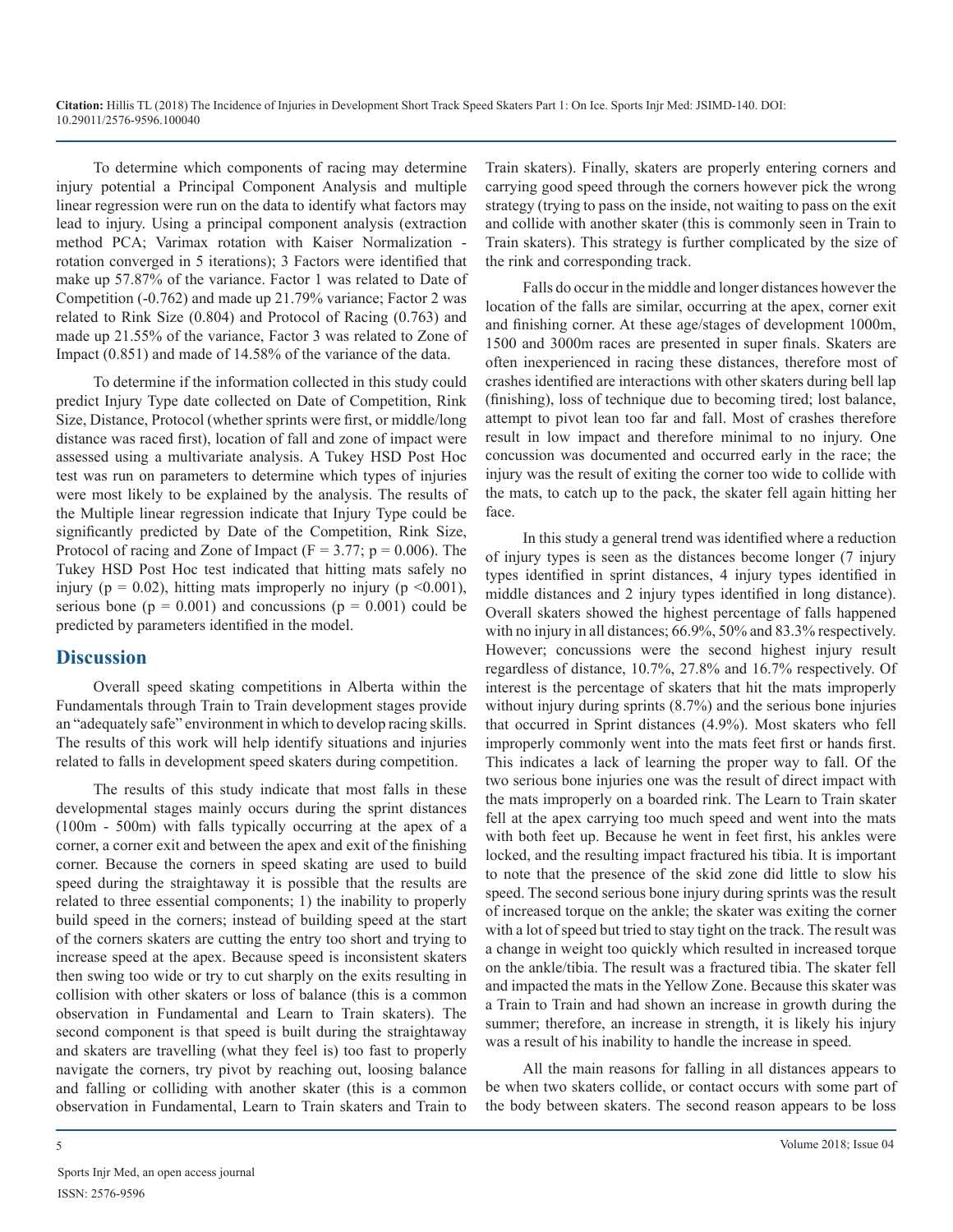To determine which components of racing may determine injury potential a Principal Component Analysis and multiple linear regression were run on the data to identify what factors may lead to injury. Using a principal component analysis (extraction method PCA; Varimax rotation with Kaiser Normalization - rotation converged in 5 iterations); 3 Factors were identified that make up 57.87% of the variance. Factor 1 was related to Date of Competition (-0.762) and made up 21.79% variance; Factor 2 was related to Rink Size (0.804) and Protocol of Racing (0.763) and made up 21.55% of the variance, Factor 3 was related to Zone of Impact (0.851) and made of 14.58% of the variance of the data.

To determine if the information collected in this study could predict Injury Type date collected on Date of Competition, Rink Size, Distance, Protocol (whether sprints were first, or middle/long distance was raced first), location of fall and zone of impact were assessed using a multivariate analysis. A Tukey HSD Post Hoc test was run on parameters to determine which types of injuries were most likely to be explained by the analysis. The results of the Multiple linear regression indicate that Injury Type could be significantly predicted by Date of the Competition, Rink Size, Protocol of racing and Zone of Impact ($F = 3.77$; $p = 0.006$). The Tukey HSD Post Hoc test indicated that hitting mats safely no injury ($p = 0.02$), hitting mats improperly no injury ($p < 0.001$), serious bone ($p = 0.001$) and concussions ($p = 0.001$) could be predicted by parameters identified in the model.

## Discussion

Overall speed skating competitions in Alberta within the Fundamentals through Train to Train development stages provide an "adequately safe" environment in which to develop racing skills. The results of this work will help identify situations and injuries related to falls in development speed skaters during competition.

The results of this study indicate that most falls in these developmental stages mainly occurs during the sprint distances (100m - 500m) with falls typically occurring at the apex of a corner, a corner exit and between the apex and exit of the finishing corner. Because the corners in speed skating are used to build speed during the straightaway it is possible that the results are related to three essential components; 1) the inability to properly build speed in the corners; instead of building speed at the start of the corners skaters are cutting the entry too short and trying to increase speed at the apex. Because speed is inconsistent skaters then swing too wide or try to cut sharply on the exits resulting in collision with other skaters or loss of balance (this is a common observation in Fundamental and Learn to Train skaters). The second component is that speed is built during the straightaway and skaters are travelling (what they feel is) too fast to properly navigate the corners, try pivot by reaching out, loosing balance and falling or colliding with another skater (this is a common observation in Fundamental, Learn to Train skaters and Train to Train skaters). Finally, skaters are properly entering corners and carrying good speed through the corners however pick the wrong strategy (trying to pass on the inside, not waiting to pass on the exit and collide with another skater (this is commonly seen in Train to Train skaters). This strategy is further complicated by the size of the rink and corresponding track.

Falls do occur in the middle and longer distances however the location of the falls are similar, occurring at the apex, corner exit and finishing corner. At these age/stages of development 1000m, 1500 and 3000m races are presented in super finals. Skaters are often inexperienced in racing these distances, therefore most of crashes identified are interactions with other skaters during bell lap (finishing), loss of technique due to becoming tired; lost balance, attempt to pivot lean too far and fall. Most of crashes therefore result in low impact and therefore minimal to no injury. One concussion was documented and occurred early in the race; the injury was the result of exiting the corner too wide to collide with the mats, to catch up to the pack, the skater fell again hitting her face.

In this study a general trend was identified where a reduction of injury types is seen as the distances become longer (7 injury types identified in sprint distances, 4 injury types identified in middle distances and 2 injury types identified in long distance). Overall skaters showed the highest percentage of falls happened with no injury in all distances; 66.9%, 50% and 83.3% respectively. However; concussions were the second highest injury result regardless of distance, 10.7%, 27.8% and 16.7% respectively. Of interest is the percentage of skaters that hit the mats improperly without injury during sprints (8.7%) and the serious bone injuries that occurred in Sprint distances (4.9%). Most skaters who fell improperly commonly went into the mats feet first or hands first. This indicates a lack of learning the proper way to fall. Of the two serious bone injuries one was the result of direct impact with the mats improperly on a boarded rink. The Learn to Train skater fell at the apex carrying too much speed and went into the mats with both feet up. Because he went in feet first, his ankles were locked, and the resulting impact fractured his tibia. It is important to note that the presence of the skid zone did little to slow his speed. The second serious bone injury during sprints was the result of increased torque on the ankle; the skater was exiting the corner with a lot of speed but tried to stay tight on the track. The result was a change in weight too quickly which resulted in increased torque on the ankle/tibia. The result was a fractured tibia. The skater fell and impacted the mats in the Yellow Zone. Because this skater was a Train to Train and had shown an increase in growth during the summer; therefore, an increase in strength, it is likely his injury was a result of his inability to handle the increase in speed.

All the main reasons for falling in all distances appears to be when two skaters collide, or contact occurs with some part of the body between skaters. The second reason appears to be loss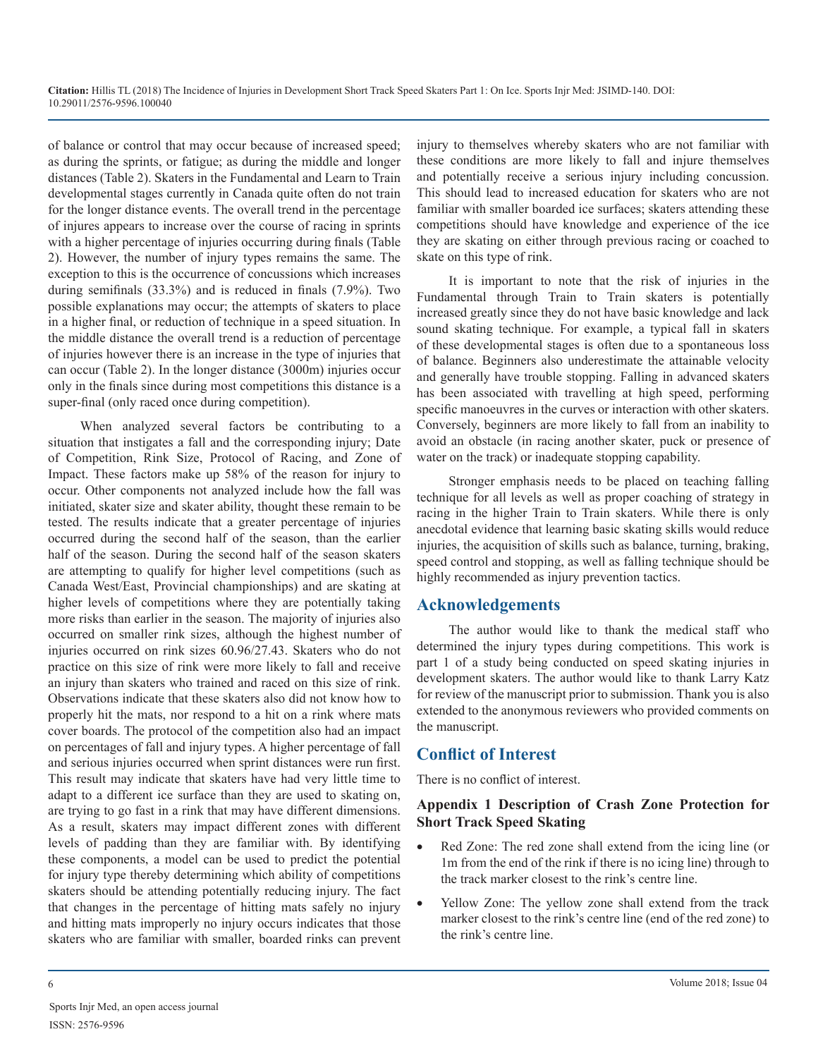of balance or control that may occur because of increased speed; as during the sprints, or fatigue; as during the middle and longer distances (Table 2). Skaters in the Fundamental and Learn to Train developmental stages currently in Canada quite often do not train for the longer distance events. The overall trend in the percentage of injures appears to increase over the course of racing in sprints with a higher percentage of injuries occurring during finals (Table 2). However, the number of injury types remains the same. The exception to this is the occurrence of concussions which increases during semifinals (33.3%) and is reduced in finals (7.9%). Two possible explanations may occur; the attempts of skaters to place in a higher final, or reduction of technique in a speed situation. In the middle distance the overall trend is a reduction of percentage of injuries however there is an increase in the type of injuries that can occur (Table 2). In the longer distance (3000m) injuries occur only in the finals since during most competitions this distance is a super-final (only raced once during competition).

When analyzed several factors be contributing to a situation that instigates a fall and the corresponding injury; Date of Competition, Rink Size, Protocol of Racing, and Zone of Impact. These factors make up 58% of the reason for injury to occur. Other components not analyzed include how the fall was initiated, skater size and skater ability, thought these remain to be tested. The results indicate that a greater percentage of injuries occurred during the second half of the season, than the earlier half of the season. During the second half of the season skaters are attempting to qualify for higher level competitions (such as Canada West/East, Provincial championships) and are skating at higher levels of competitions where they are potentially taking more risks than earlier in the season. The majority of injuries also occurred on smaller rink sizes, although the highest number of injuries occurred on rink sizes 60.96/27.43. Skaters who do not practice on this size of rink were more likely to fall and receive an injury than skaters who trained and raced on this size of rink. Observations indicate that these skaters also did not know how to properly hit the mats, nor respond to a hit on a rink where mats cover boards. The protocol of the competition also had an impact on percentages of fall and injury types. A higher percentage of fall and serious injuries occurred when sprint distances were run first. This result may indicate that skaters have had very little time to adapt to a different ice surface than they are used to skating on, are trying to go fast in a rink that may have different dimensions. As a result, skaters may impact different zones with different levels of padding than they are familiar with. By identifying these components, a model can be used to predict the potential for injury type thereby determining which ability of competitions skaters should be attending potentially reducing injury. The fact that changes in the percentage of hitting mats safely no injury and hitting mats improperly no injury occurs indicates that those skaters who are familiar with smaller, boarded rinks can prevent injury to themselves whereby skaters who are not familiar with these conditions are more likely to fall and injure themselves and potentially receive a serious injury including concussion. This should lead to increased education for skaters who are not familiar with smaller boarded ice surfaces; skaters attending these competitions should have knowledge and experience of the ice they are skating on either through previous racing or coached to skate on this type of rink.

It is important to note that the risk of injuries in the Fundamental through Train to Train skaters is potentially increased greatly since they do not have basic knowledge and lack sound skating technique. For example, a typical fall in skaters of these developmental stages is often due to a spontaneous loss of balance. Beginners also underestimate the attainable velocity and generally have trouble stopping. Falling in advanced skaters has been associated with travelling at high speed, performing specific manoeuvres in the curves or interaction with other skaters. Conversely, beginners are more likely to fall from an inability to avoid an obstacle (in racing another skater, puck or presence of water on the track) or inadequate stopping capability.

Stronger emphasis needs to be placed on teaching falling technique for all levels as well as proper coaching of strategy in racing in the higher Train to Train skaters. While there is only anecdotal evidence that learning basic skating skills would reduce injuries, the acquisition of skills such as balance, turning, braking, speed control and stopping, as well as falling technique should be highly recommended as injury prevention tactics.

## Acknowledgements

The author would like to thank the medical staff who determined the injury types during competitions. This work is part 1 of a study being conducted on speed skating injuries in development skaters. The author would like to thank Larry Katz for review of the manuscript prior to submission. Thank you is also extended to the anonymous reviewers who provided comments on the manuscript.

## Conflict of Interest

There is no conflict of interest.

### Appendix 1 Description of Crash Zone Protection for Short Track Speed Skating

- Red Zone: The red zone shall extend from the icing line (or 1m from the end of the rink if there is no icing line) through to the track marker closest to the rink's centre line.
- Yellow Zone: The yellow zone shall extend from the track marker closest to the rink's centre line (end of the red zone) to the rink's centre line.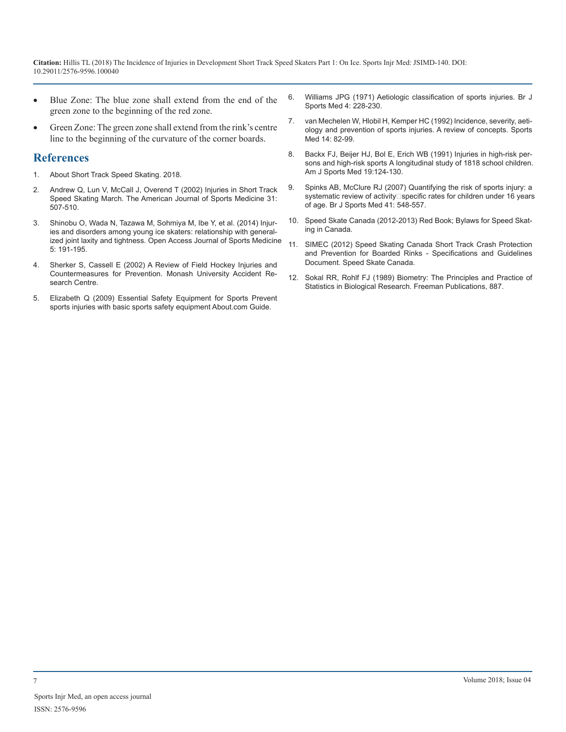- Blue Zone: The blue zone shall extend from the end of the green zone to the beginning of the red zone.
- Green Zone: The green zone shall extend from the rink's centre line to the beginning of the curvature of the corner boards.

## References

1. About Short Track Speed Skating. 2018.
2. Andrew Q, Lun V, McCall J, Overend T (2002) Injuries in Short Track Speed Skating March. The American Journal of Sports Medicine 31: 507-510.
3. Shinobu O, Wada N, Tazawa M, Sohmiya M, Ibe Y, et al. (2014) Injuries and disorders among young ice skaters: relationship with generalized joint laxity and tightness. Open Access Journal of Sports Medicine 5: 191-195.
4. Sherker S, Cassell E (2002) A Review of Field Hockey Injuries and Countermeasures for Prevention. Monash University Accident Research Centre.
5. Elizabeth Q (2009) Essential Safety Equipment for Sports Prevent sports injuries with basic sports safety equipment About.com Guide.
6. Williams JPG (1971) Aetiologic classification of sports injuries. Br J Sports Med 4: 228-230.
7. van Mechelen W, Hlobil H, Kemper HC (1992) Incidence, severity, aetiology and prevention of sports injuries. A review of concepts. Sports Med 14: 82-99.
8. Backx FJ, Beijer HJ, Bol E, Erich WB (1991) Injuries in high-risk persons and high-risk sports A longitudinal study of 1818 school children. Am J Sports Med 19:124-130.
9. Spinks AB, McClure RJ (2007) Quantifying the risk of sports injury: a systematic review of activity□specific rates for children under 16 years of age. Br J Sports Med 41: 548-557.
10. Speed Skate Canada (2012-2013) Red Book; Bylaws for Speed Skating in Canada.
11. SIMEC (2012) Speed Skating Canada Short Track Crash Protection and Prevention for Boarded Rinks - Specifications and Guidelines Document. Speed Skate Canada.
12. Sokal RR, Rohlf FJ (1989) Biometry: The Principles and Practice of Statistics in Biological Research. Freeman Publications, 887.